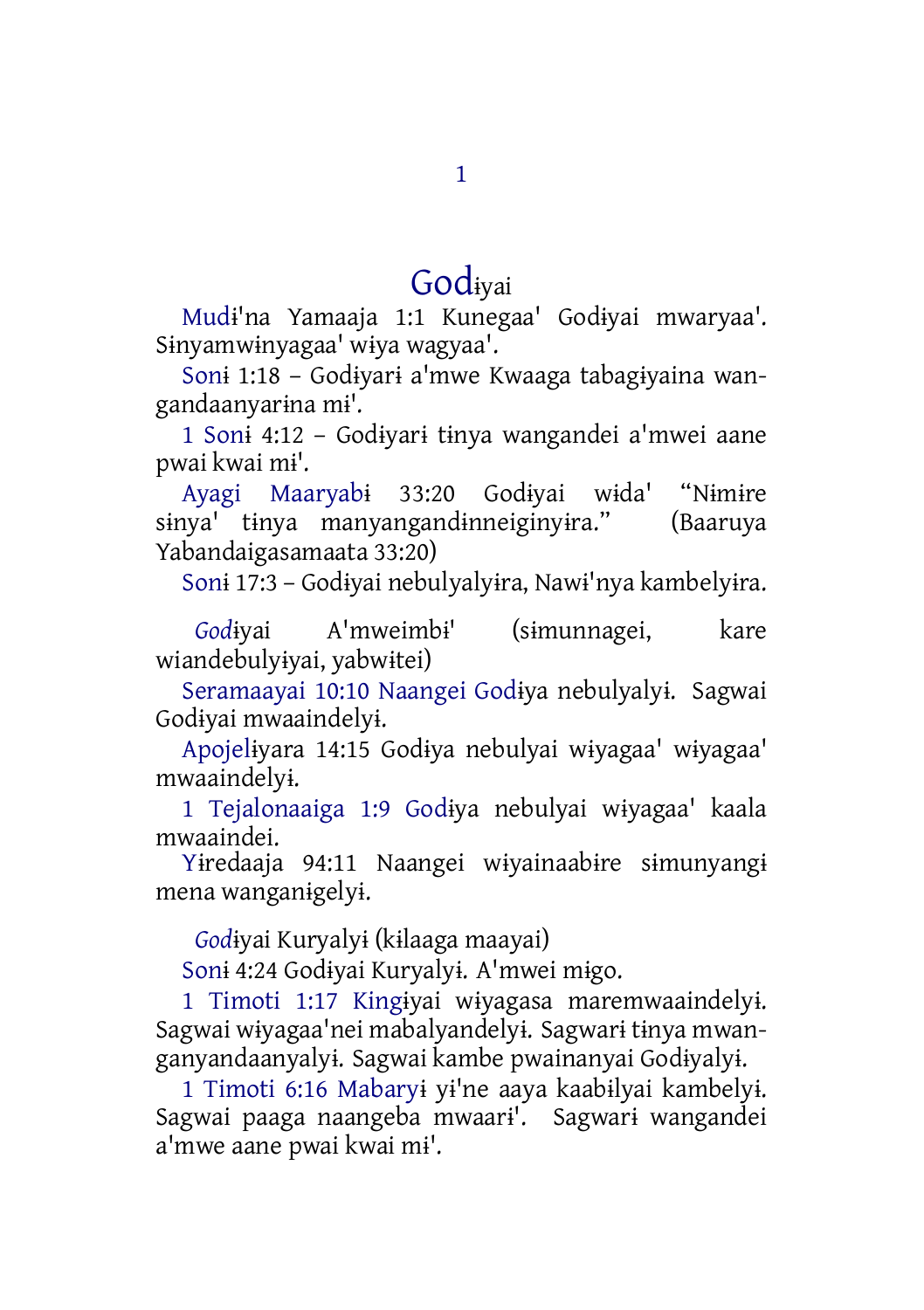# Godɨyai

Mudɨ'na Yamaaja 1:1 Kunegaa' Godɨyai mwaryaa'. Sɨnyamwɨnyagaa' wɨya wagyaa'.

Sonɨ 1:18 – Godɨyarɨ a'mwe Kwaaga tabagɨyaina wangandaanyarɨna mɨ'.

1 Sonɨ 4:12 – Godɨyarɨ tɨnya wangandei a'mwei aane pwai kwai mɨ'.

Ayagi Maaryabɨ 33:20 Godɨyai wɨda' "Nɨmɨre sɨnya' tɨnya manyangandɨnneiginyɨra." (Baaruya Yabandaigasamaata 33:20)

Sonɨ 17:3 – Godɨyai nebulyalyɨra, Nawɨ'nya kambelyɨra.

*God*ɨyai A'mweimbɨ' (sɨmunnagei, kare wiandebulyɨyai, yabwɨtei)

Seramaayai 10:10 Naangei Godɨya nebulyalyɨ. Sagwai Godɨyai mwaaindelyɨ.

Apojelɨyara 14:15 Godɨya nebulyai wɨyagaa' wɨyagaa' mwaaindelyɨ.

1 Tejalonaaiga 1:9 Godɨya nebulyai wɨyagaa' kaala mwaaindei.

Yɨredaaja 94:11 Naangei wɨyainaabɨre sɨmunyangɨ mena wanganɨgelyɨ.

*God*ɨyai Kuryalyɨ (kɨlaaga maayai)

Sonɨ 4:24 Godɨyai Kuryalyɨ. A'mwei migo.

1 Timoti 1:17 Kingɨyai wɨyagasa maremwaaindelyɨ. Sagwai wɨyagaa'nei mabalyandelyɨ. Sagwarɨ tɨnya mwanganyandaanyalyɨ. Sagwai kambe pwainanyai Godɨyalyɨ.

1 Timoti 6:16 Mabaryɨ yɨ'ne aaya kaabɨlyai kambelyɨ. Sagwai paaga naangeba mwaarɨ'. Sagwarɨ wangandei a'mwe aane pwai kwai mɨ'.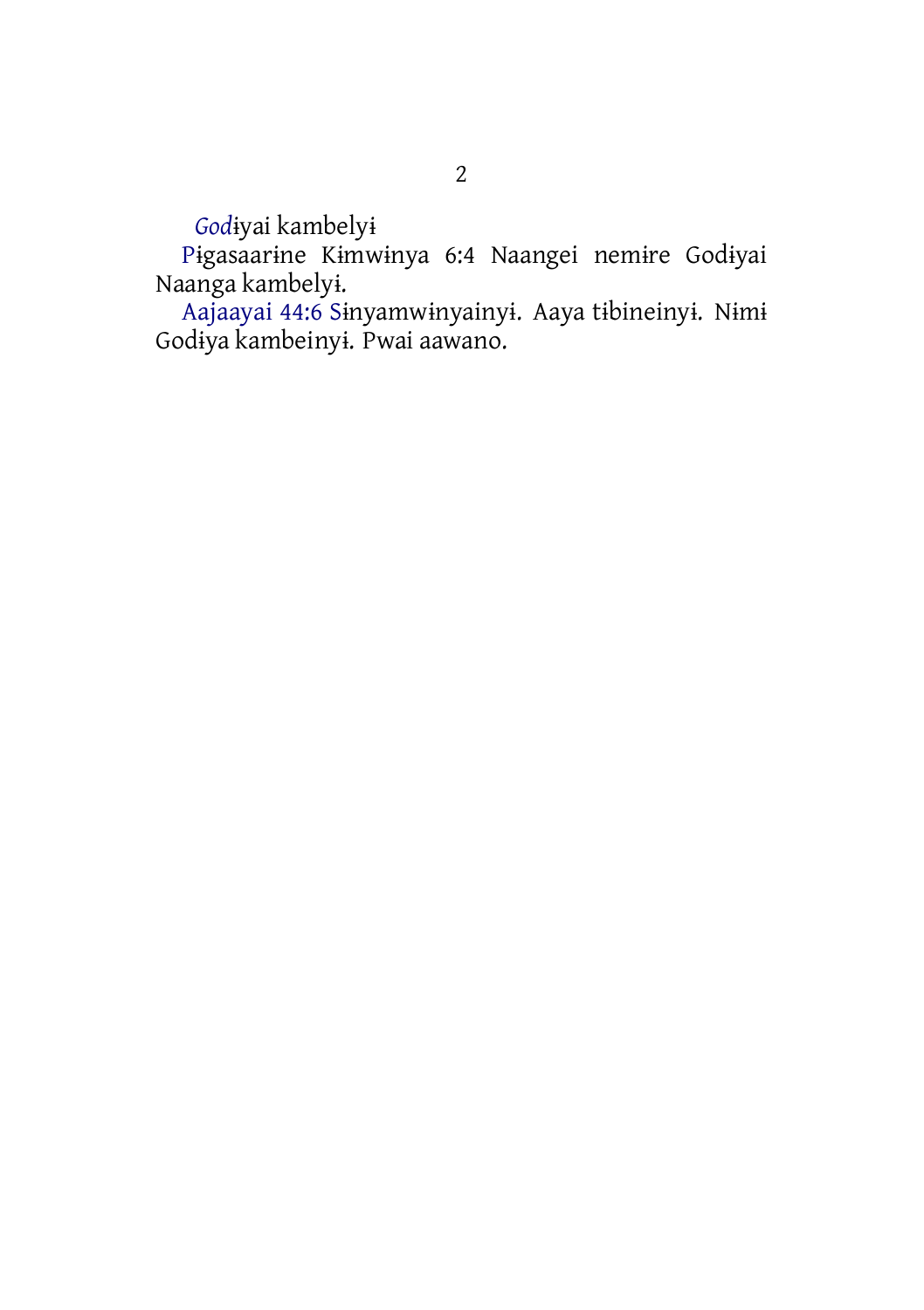*Godɨ*yai kambelyɨ

Pɨgasaarɨne Kɨmwɨnya 6:4 Naangei nemɨre Godɨyai Naanga kambelyɨ.

Aajaayai 44:6 Sɨnyamwɨnyainyɨ. Aaya tɨbineinyɨ. Nɨmɨ Godɨya kambeinyɨ. Pwai aawano.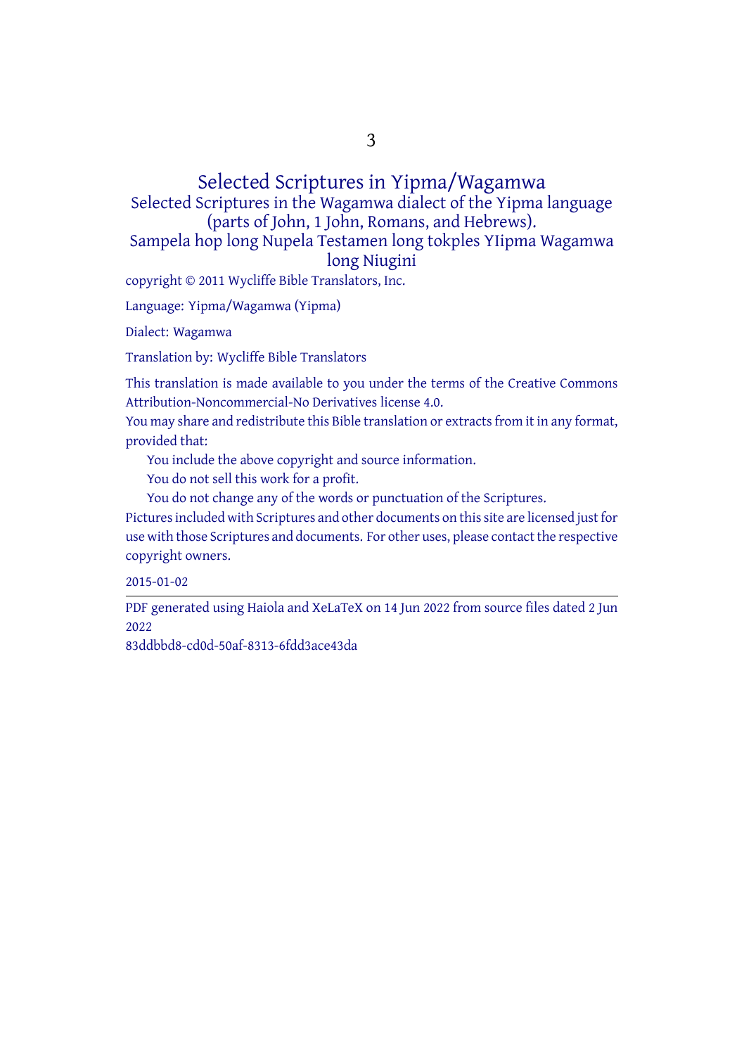# Selected Scriptures in Yipma/Wagamwa

## Selected Scriptures in the Wagamwa dialect of the Yipma language (parts of John, 1 John, Romans, and Hebrews).

## Sampela hop long Nupela Testamen long tokples YIipma Wagamwa long Niugini

copyright © 2011 Wycliffe Bible Translators, Inc.

Language: Yipma/Wagamwa (Yipma)

Dialect: Wagamwa

Translation by: Wycliffe Bible Translators

This translation is made available to you under the terms of the Creative Commons Attribution-Noncommercial-No Derivatives license 4.0.

You may share and redistribute this Bible translation or extracts from it in any format, provided that:

You include the above copyright and source information.

You do not sell this work for a profit.

You do not change any of the words or punctuation of the Scriptures.

Pictures included with Scriptures and other documents on this site are licensed just for use with those Scriptures and documents. For other uses, please contact the respective copyright owners.

2015-01-02

---

PDF generated using Haiola and XeLaTeX on 14 Jun 2022 from source files dated 2 Jun 2022

83ddbbd8-cd0d-50af-8313-6fdd3ace43da